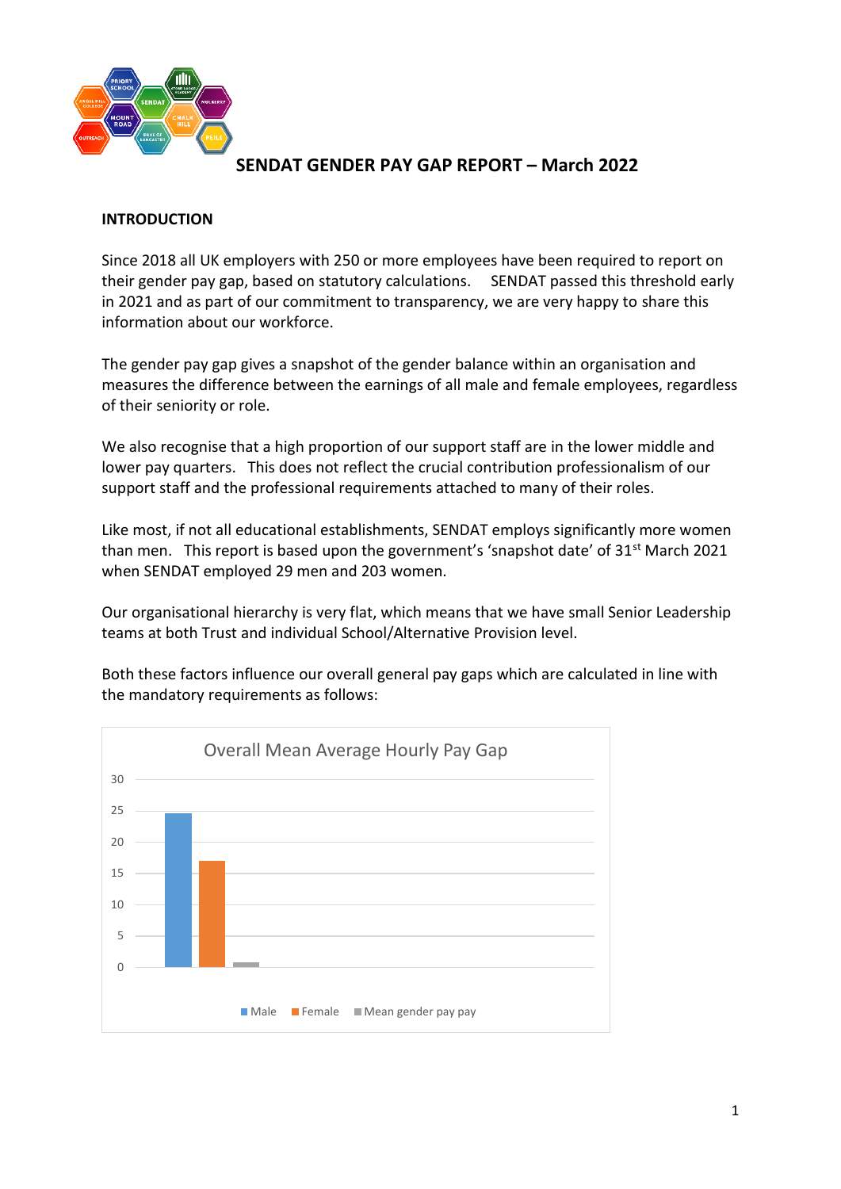# SENDAT GENDER PAY GAP REPORT – March 2022

## INTRODUCTION

Since 2018 all UK employers with 250 or more employees have been required to report on their gender pay gap, based on statutory calculations. SENDAT passed this threshold early in 2021 and as part of our commitment to transparency, we are very happy to share this information about our workforce.

The gender pay gap gives a snapshot of the gender balance within an organisation and measures the difference between the earnings of all male and female employees, regardless of their seniority or role.

We also recognise that a high proportion of our support staff are in the lower middle and lower pay quarters. This does not reflect the crucial contribution professionalism of our support staff and the professional requirements attached to many of their roles.

Like most, if not all educational establishments, SENDAT employs significantly more women than men. This report is based upon the government's 'snapshot date' of 31st March 2021 when SENDAT employed 29 men and 203 women.

Our organisational hierarchy is very flat, which means that we have small Senior Leadership teams at both Trust and individual School/Alternative Provision level.

Both these factors influence our overall general pay gaps which are calculated in line with the mandatory requirements as follows:

Overall Mean Average Hourly Pay Gap

Male | Female | Mean gender pay pay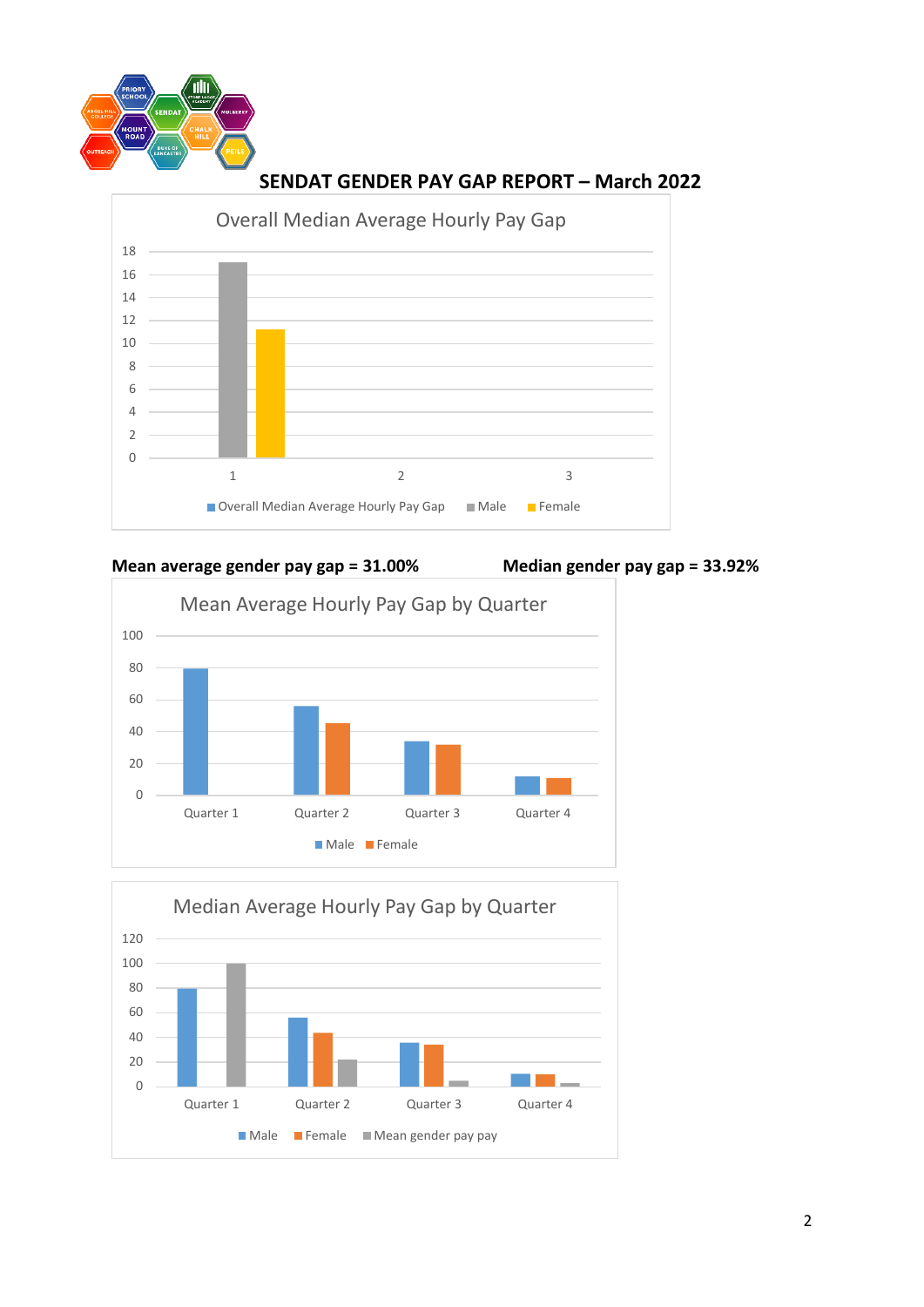# SENDAT GENDER PAY GAP REPORT – March 2022

Overall Median Average Hourly Pay Gap

**Mean average gender pay gap = 31.00%**

**Median gender pay gap = 33.92%**

Mean Average Hourly Pay Gap by Quarter

Median Average Hourly Pay Gap by Quarter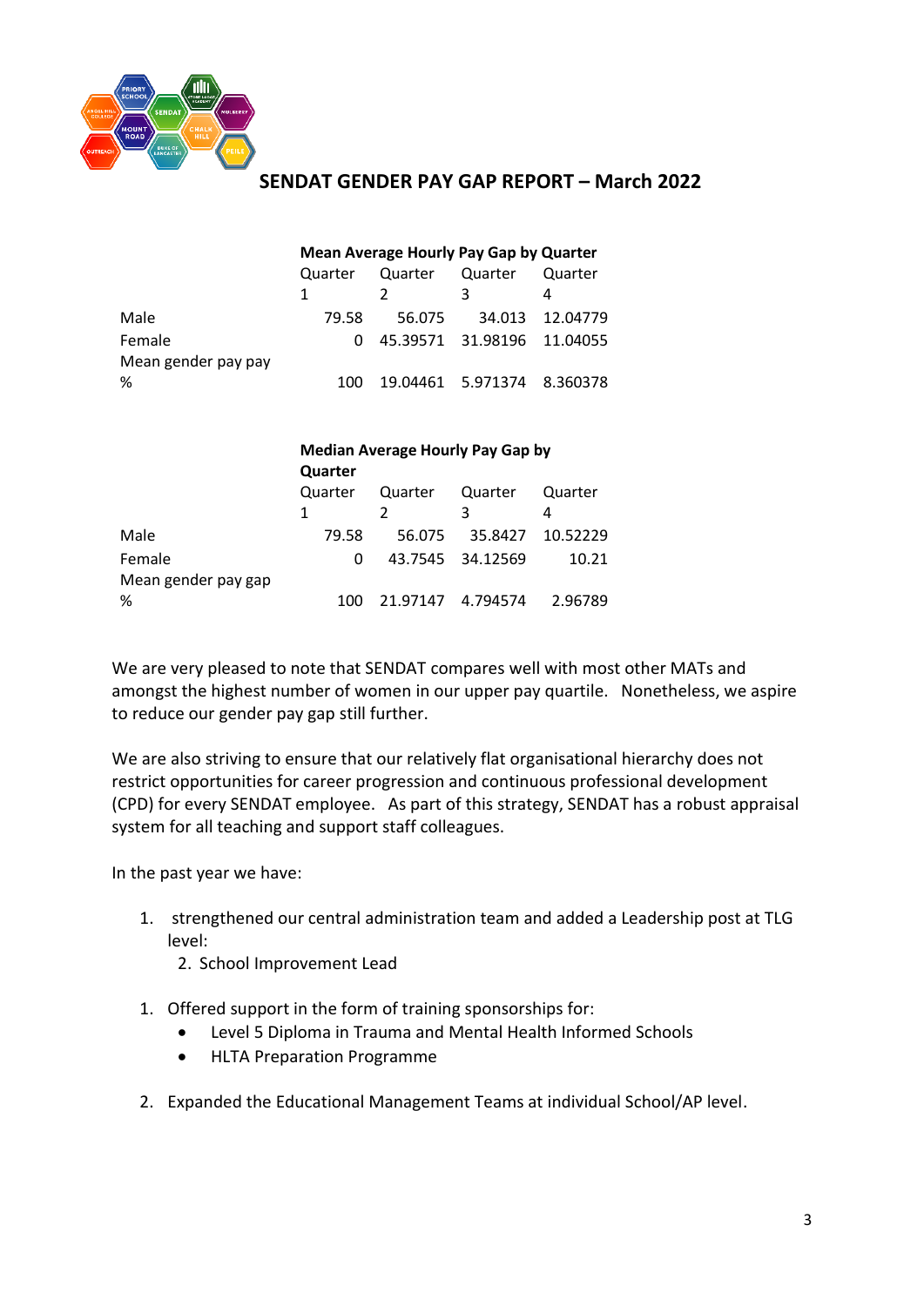## SENDAT GENDER PAY GAP REPORT – March 2022

**Mean Average Hourly Pay Gap by Quarter**

| | Quarter 1 | Quarter 2 | Quarter 3 | Quarter 4 |
|---|---|---|---|---|
| Male | 79.58 | 56.075 | 34.013 | 12.04779 |
| Female | 0 | 45.39571 | 31.98196 | 11.04055 |
| Mean gender pay pay % | 100 | 19.04461 | 5.971374 | 8.360378 |

**Median Average Hourly Pay Gap by Quarter**

| | Quarter 1 | Quarter 2 | Quarter 3 | Quarter 4 |
|---|---|---|---|---|
| Male | 79.58 | 56.075 | 35.8427 | 10.52229 |
| Female | 0 | 43.7545 | 34.12569 | 10.21 |
| Mean gender pay gap % | 100 | 21.97147 | 4.794574 | 2.96789 |

We are very pleased to note that SENDAT compares well with most other MATs and amongst the highest number of women in our upper pay quartile. Nonetheless, we aspire to reduce our gender pay gap still further.

We are also striving to ensure that our relatively flat organisational hierarchy does not restrict opportunities for career progression and continuous professional development (CPD) for every SENDAT employee. As part of this strategy, SENDAT has a robust appraisal system for all teaching and support staff colleagues.

In the past year we have:

1. strengthened our central administration team and added a Leadership post at TLG level:
   2. School Improvement Lead

1. Offered support in the form of training sponsorships for:
   - Level 5 Diploma in Trauma and Mental Health Informed Schools
   - HLTA Preparation Programme

2. Expanded the Educational Management Teams at individual School/AP level.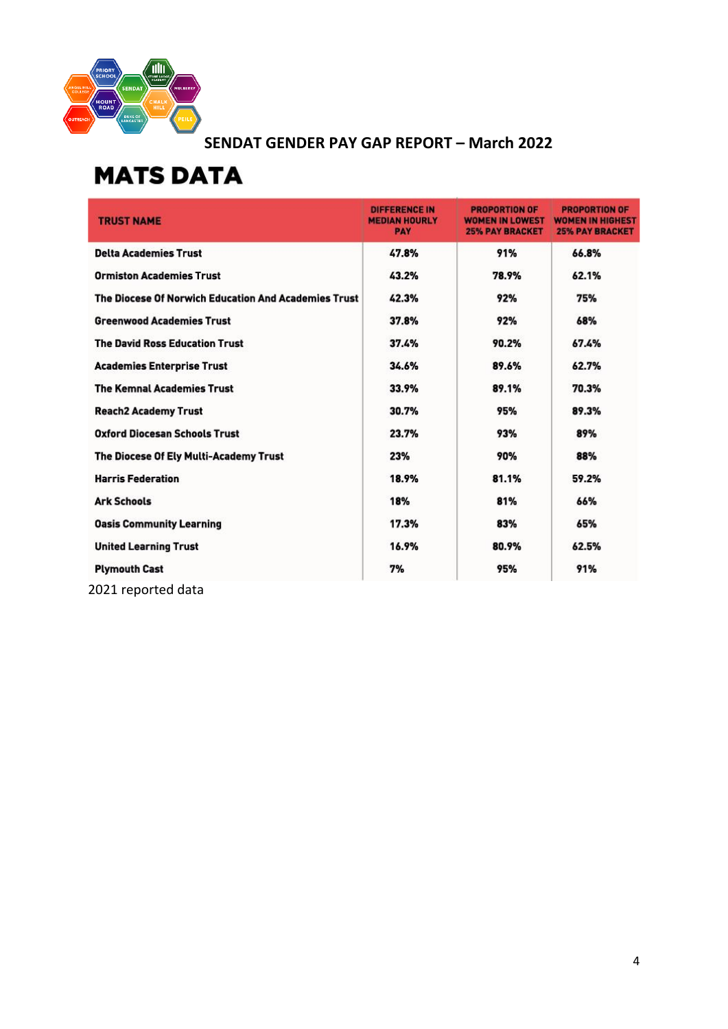SENDAT GENDER PAY GAP REPORT – March 2022

# MATS DATA

| TRUST NAME | DIFFERENCE IN MEDIAN HOURLY PAY | PROPORTION OF WOMEN IN LOWEST 25% PAY BRACKET | PROPORTION OF WOMEN IN HIGHEST 25% PAY BRACKET |
|---|---|---|---|
| Delta Academies Trust | 47.8% | 91% | 66.8% |
| Ormiston Academies Trust | 43.2% | 78.9% | 62.1% |
| The Diocese Of Norwich Education And Academies Trust | 42.3% | 92% | 75% |
| Greenwood Academies Trust | 37.8% | 92% | 68% |
| The David Ross Education Trust | 37.4% | 90.2% | 67.4% |
| Academies Enterprise Trust | 34.6% | 89.6% | 62.7% |
| The Kemnal Academies Trust | 33.9% | 89.1% | 70.3% |
| Reach2 Academy Trust | 30.7% | 95% | 89.3% |
| Oxford Diocesan Schools Trust | 23.7% | 93% | 89% |
| The Diocese Of Ely Multi-Academy Trust | 23% | 90% | 88% |
| Harris Federation | 18.9% | 81.1% | 59.2% |
| Ark Schools | 18% | 81% | 66% |
| Oasis Community Learning | 17.3% | 83% | 65% |
| United Learning Trust | 16.9% | 80.9% | 62.5% |
| Plymouth Cast | 7% | 95% | 91% |

2021 reported data